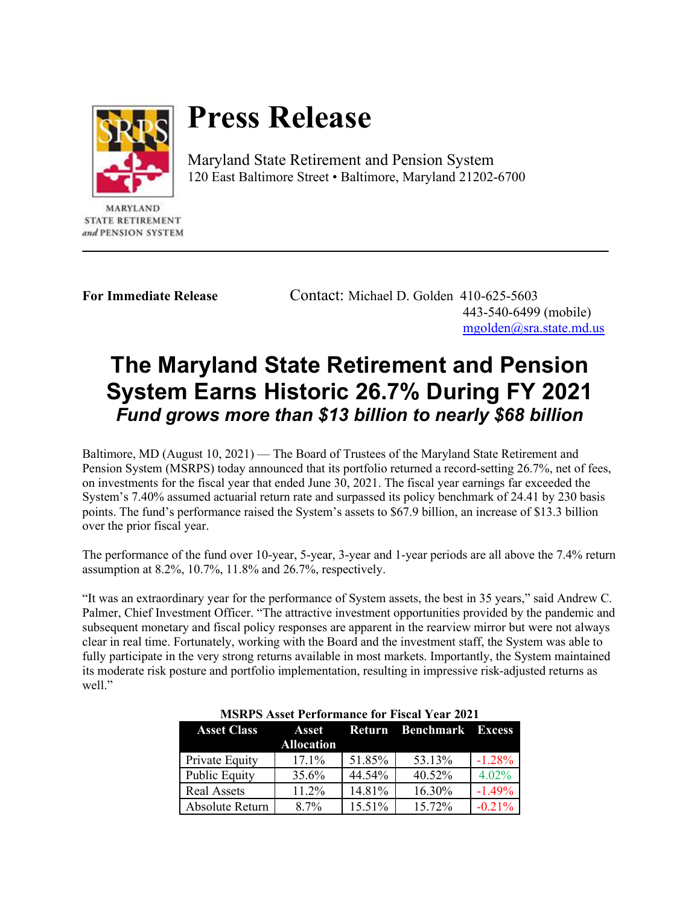# Press Release

Maryland State Retirement and Pension System
120 East Baltimore Street • Baltimore, Maryland 21202-6700

MARYLAND
STATE RETIREMENT
*and* PENSION SYSTEM

---

**For Immediate Release**

Contact: Michael D. Golden 410-625-5603
443-540-6499 (mobile)
mgolden@sra.state.md.us

## The Maryland State Retirement and Pension System Earns Historic 26.7% During FY 2021

### *Fund grows more than $13 billion to nearly $68 billion*

Baltimore, MD (August 10, 2021) — The Board of Trustees of the Maryland State Retirement and Pension System (MSRPS) today announced that its portfolio returned a record-setting 26.7%, net of fees, on investments for the fiscal year that ended June 30, 2021. The fiscal year earnings far exceeded the System's 7.40% assumed actuarial return rate and surpassed its policy benchmark of 24.41 by 230 basis points. The fund's performance raised the System's assets to $67.9 billion, an increase of $13.3 billion over the prior fiscal year.

The performance of the fund over 10-year, 5-year, 3-year and 1-year periods are all above the 7.4% return assumption at 8.2%, 10.7%, 11.8% and 26.7%, respectively.

"It was an extraordinary year for the performance of System assets, the best in 35 years," said Andrew C. Palmer, Chief Investment Officer. "The attractive investment opportunities provided by the pandemic and subsequent monetary and fiscal policy responses are apparent in the rearview mirror but were not always clear in real time. Fortunately, working with the Board and the investment staff, the System was able to fully participate in the very strong returns available in most markets. Importantly, the System maintained its moderate risk posture and portfolio implementation, resulting in impressive risk-adjusted returns as well."

**MSRPS Asset Performance for Fiscal Year 2021**

| Asset Class | Asset Allocation | Return | Benchmark | Excess |
|---|---|---|---|---|
| Private Equity | 17.1% | 51.85% | 53.13% | -1.28% |
| Public Equity | 35.6% | 44.54% | 40.52% | 4.02% |
| Real Assets | 11.2% | 14.81% | 16.30% | -1.49% |
| Absolute Return | 8.7% | 15.51% | 15.72% | -0.21% |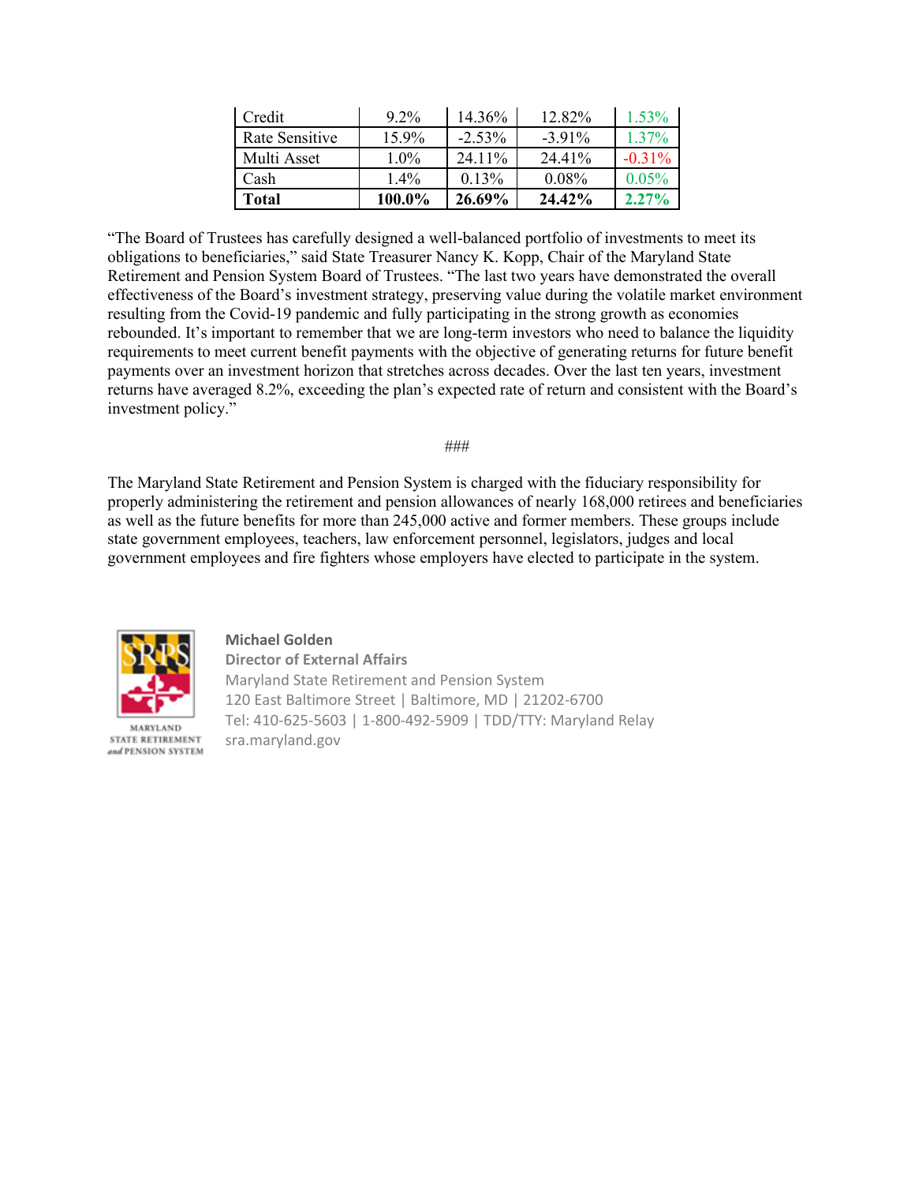| | | | | |
|---|---|---|---|---|
| Credit | 9.2% | 14.36% | 12.82% | 1.53% |
| Rate Sensitive | 15.9% | -2.53% | -3.91% | 1.37% |
| Multi Asset | 1.0% | 24.11% | 24.41% | -0.31% |
| Cash | 1.4% | 0.13% | 0.08% | 0.05% |
| **Total** | **100.0%** | **26.69%** | **24.42%** | **2.27%** |

"The Board of Trustees has carefully designed a well-balanced portfolio of investments to meet its obligations to beneficiaries," said State Treasurer Nancy K. Kopp, Chair of the Maryland State Retirement and Pension System Board of Trustees. "The last two years have demonstrated the overall effectiveness of the Board's investment strategy, preserving value during the volatile market environment resulting from the Covid-19 pandemic and fully participating in the strong growth as economies rebounded. It's important to remember that we are long-term investors who need to balance the liquidity requirements to meet current benefit payments with the objective of generating returns for future benefit payments over an investment horizon that stretches across decades. Over the last ten years, investment returns have averaged 8.2%, exceeding the plan's expected rate of return and consistent with the Board's investment policy."

###

The Maryland State Retirement and Pension System is charged with the fiduciary responsibility for properly administering the retirement and pension allowances of nearly 168,000 retirees and beneficiaries as well as the future benefits for more than 245,000 active and former members. These groups include state government employees, teachers, law enforcement personnel, legislators, judges and local government employees and fire fighters whose employers have elected to participate in the system.

SRPS
MARYLAND STATE RETIREMENT *and* PENSION SYSTEM

**Michael Golden**
**Director of External Affairs**
Maryland State Retirement and Pension System
120 East Baltimore Street | Baltimore, MD | 21202-6700
Tel: 410-625-5603 | 1-800-492-5909 | TDD/TTY: Maryland Relay
sra.maryland.gov